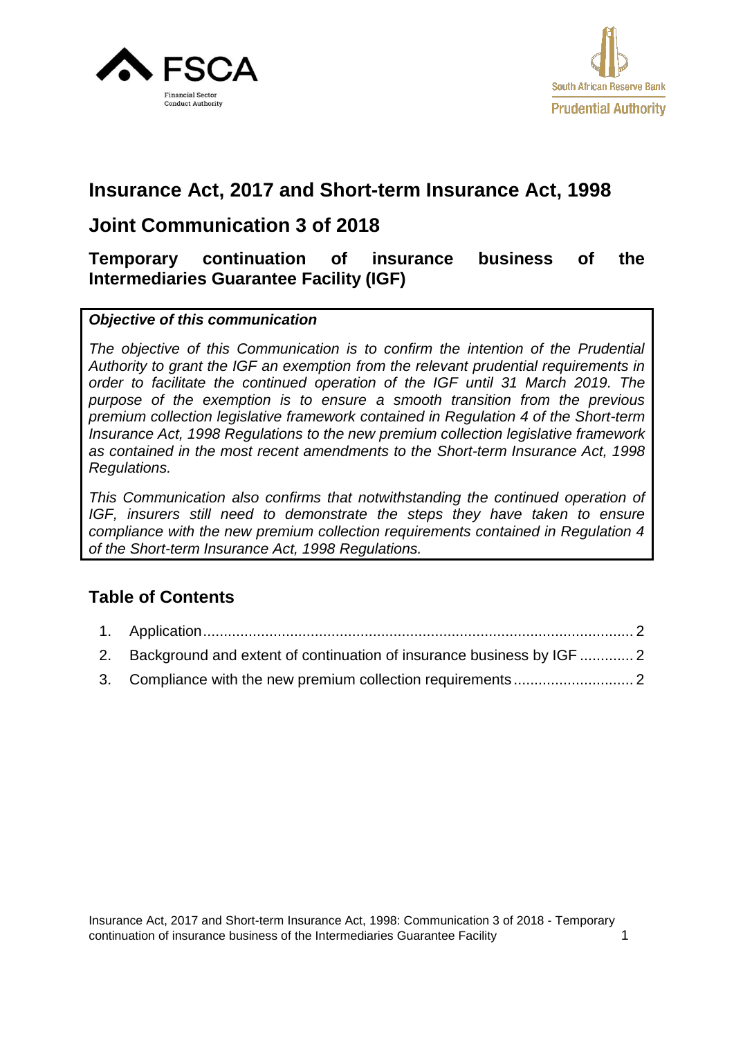FSCA
Financial Sector Conduct Authority

South African Reserve Bank
Prudential Authority

# Insurance Act, 2017 and Short-term Insurance Act, 1998

## Joint Communication 3 of 2018

### Temporary continuation of insurance business of the Intermediaries Guarantee Facility (IGF)

***Objective of this communication***

*The objective of this Communication is to confirm the intention of the Prudential Authority to grant the IGF an exemption from the relevant prudential requirements in order to facilitate the continued operation of the IGF until 31 March 2019. The purpose of the exemption is to ensure a smooth transition from the previous premium collection legislative framework contained in Regulation 4 of the Short-term Insurance Act, 1998 Regulations to the new premium collection legislative framework as contained in the most recent amendments to the Short-term Insurance Act, 1998 Regulations.*

*This Communication also confirms that notwithstanding the continued operation of IGF, insurers still need to demonstrate the steps they have taken to ensure compliance with the new premium collection requirements contained in Regulation 4 of the Short-term Insurance Act, 1998 Regulations.*

## Table of Contents

1. Application ........ 2
2. Background and extent of continuation of insurance business by IGF ........ 2
3. Compliance with the new premium collection requirements ........ 2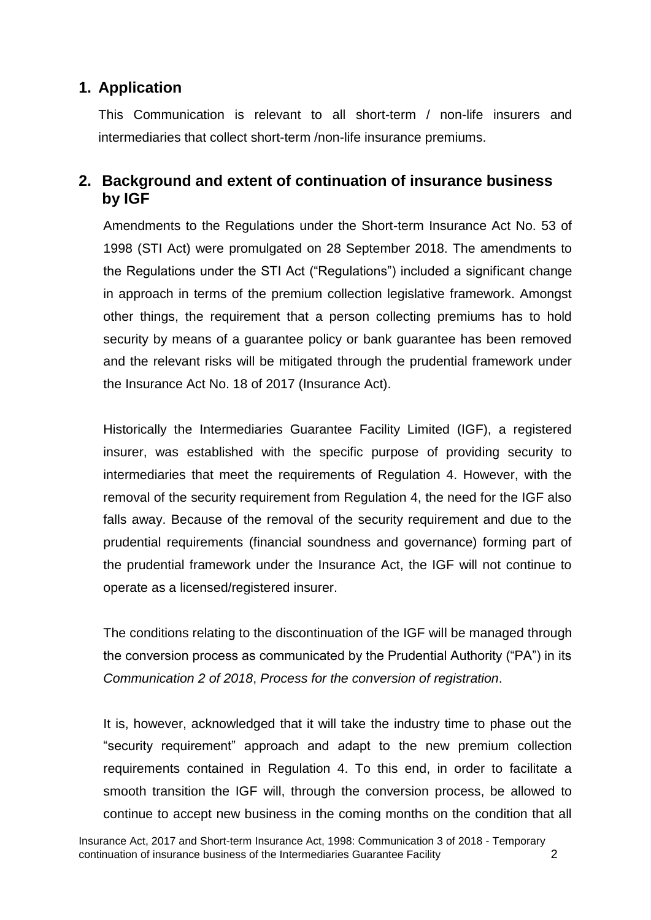## 1. Application

This Communication is relevant to all short-term / non-life insurers and intermediaries that collect short-term /non-life insurance premiums.

## 2. Background and extent of continuation of insurance business by IGF

Amendments to the Regulations under the Short-term Insurance Act No. 53 of 1998 (STI Act) were promulgated on 28 September 2018. The amendments to the Regulations under the STI Act ("Regulations") included a significant change in approach in terms of the premium collection legislative framework. Amongst other things, the requirement that a person collecting premiums has to hold security by means of a guarantee policy or bank guarantee has been removed and the relevant risks will be mitigated through the prudential framework under the Insurance Act No. 18 of 2017 (Insurance Act).

Historically the Intermediaries Guarantee Facility Limited (IGF), a registered insurer, was established with the specific purpose of providing security to intermediaries that meet the requirements of Regulation 4. However, with the removal of the security requirement from Regulation 4, the need for the IGF also falls away. Because of the removal of the security requirement and due to the prudential requirements (financial soundness and governance) forming part of the prudential framework under the Insurance Act, the IGF will not continue to operate as a licensed/registered insurer.

The conditions relating to the discontinuation of the IGF will be managed through the conversion process as communicated by the Prudential Authority ("PA") in its *Communication 2 of 2018*, *Process for the conversion of registration*.

It is, however, acknowledged that it will take the industry time to phase out the "security requirement" approach and adapt to the new premium collection requirements contained in Regulation 4. To this end, in order to facilitate a smooth transition the IGF will, through the conversion process, be allowed to continue to accept new business in the coming months on the condition that all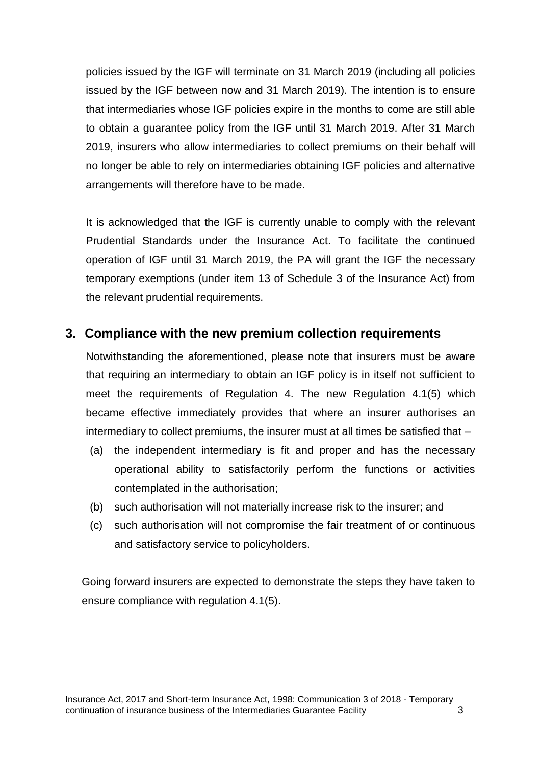policies issued by the IGF will terminate on 31 March 2019 (including all policies issued by the IGF between now and 31 March 2019). The intention is to ensure that intermediaries whose IGF policies expire in the months to come are still able to obtain a guarantee policy from the IGF until 31 March 2019. After 31 March 2019, insurers who allow intermediaries to collect premiums on their behalf will no longer be able to rely on intermediaries obtaining IGF policies and alternative arrangements will therefore have to be made.

It is acknowledged that the IGF is currently unable to comply with the relevant Prudential Standards under the Insurance Act. To facilitate the continued operation of IGF until 31 March 2019, the PA will grant the IGF the necessary temporary exemptions (under item 13 of Schedule 3 of the Insurance Act) from the relevant prudential requirements.

## 3. Compliance with the new premium collection requirements

Notwithstanding the aforementioned, please note that insurers must be aware that requiring an intermediary to obtain an IGF policy is in itself not sufficient to meet the requirements of Regulation 4. The new Regulation 4.1(5) which became effective immediately provides that where an insurer authorises an intermediary to collect premiums, the insurer must at all times be satisfied that –

(a) the independent intermediary is fit and proper and has the necessary operational ability to satisfactorily perform the functions or activities contemplated in the authorisation;

(b) such authorisation will not materially increase risk to the insurer; and

(c) such authorisation will not compromise the fair treatment of or continuous and satisfactory service to policyholders.

Going forward insurers are expected to demonstrate the steps they have taken to ensure compliance with regulation 4.1(5).